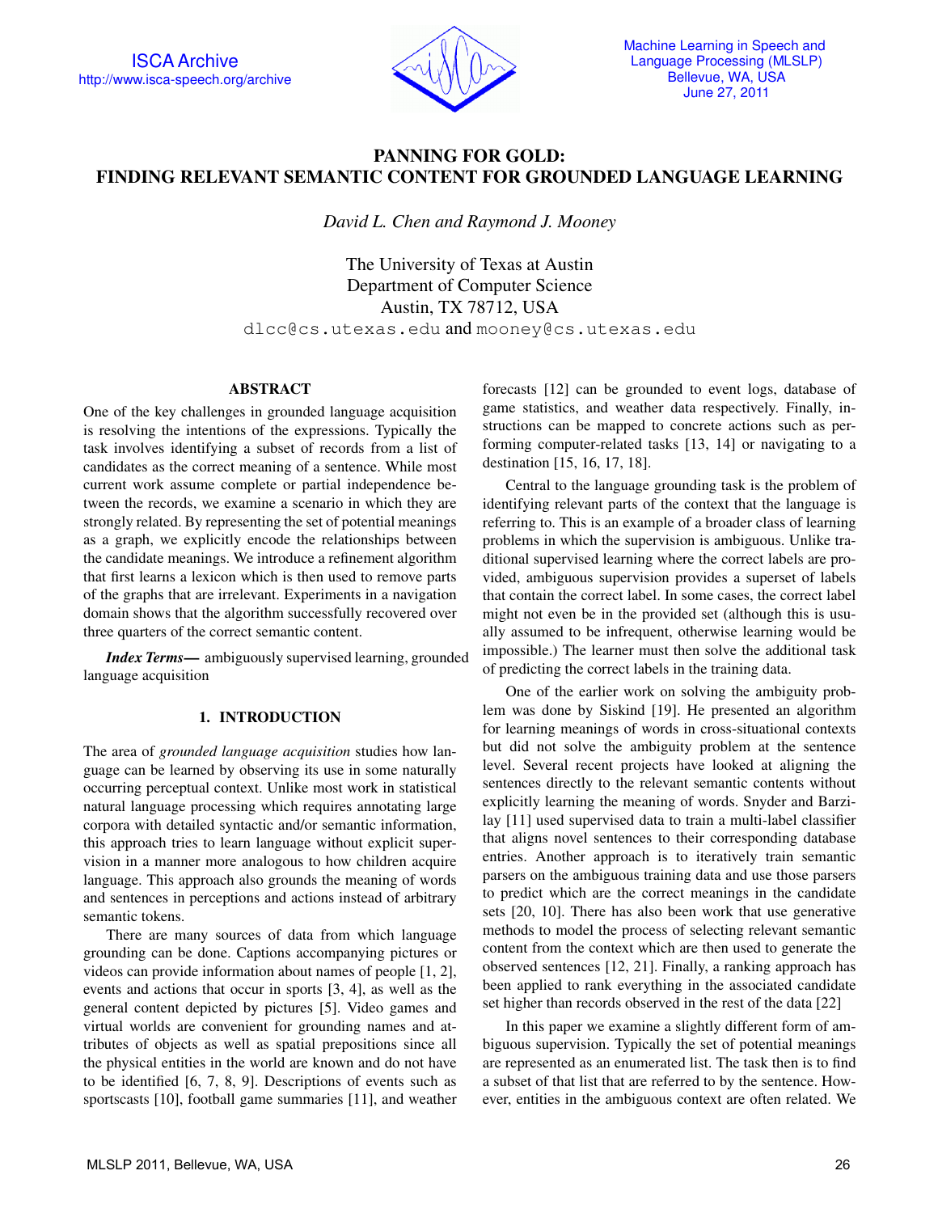# PANNING FOR GOLD: FINDING RELEVANT SEMANTIC CONTENT FOR GROUNDED LANGUAGE LEARNING

*David L. Chen and Raymond J. Mooney*

The University of Texas at Austin
Department of Computer Science
Austin, TX 78712, USA
dlcc@cs.utexas.edu and mooney@cs.utexas.edu

## ABSTRACT

One of the key challenges in grounded language acquisition is resolving the intentions of the expressions. Typically the task involves identifying a subset of records from a list of candidates as the correct meaning of a sentence. While most current work assume complete or partial independence between the records, we examine a scenario in which they are strongly related. By representing the set of potential meanings as a graph, we explicitly encode the relationships between the candidate meanings. We introduce a refinement algorithm that first learns a lexicon which is then used to remove parts of the graphs that are irrelevant. Experiments in a navigation domain shows that the algorithm successfully recovered over three quarters of the correct semantic content.

***Index Terms*—** ambiguously supervised learning, grounded language acquisition

## 1. INTRODUCTION

The area of *grounded language acquisition* studies how language can be learned by observing its use in some naturally occurring perceptual context. Unlike most work in statistical natural language processing which requires annotating large corpora with detailed syntactic and/or semantic information, this approach tries to learn language without explicit supervision in a manner more analogous to how children acquire language. This approach also grounds the meaning of words and sentences in perceptions and actions instead of arbitrary semantic tokens.

There are many sources of data from which language grounding can be done. Captions accompanying pictures or videos can provide information about names of people [1, 2], events and actions that occur in sports [3, 4], as well as the general content depicted by pictures [5]. Video games and virtual worlds are convenient for grounding names and attributes of objects as well as spatial prepositions since all the physical entities in the world are known and do not have to be identified [6, 7, 8, 9]. Descriptions of events such as sportscasts [10], football game summaries [11], and weather forecasts [12] can be grounded to event logs, database of game statistics, and weather data respectively. Finally, instructions can be mapped to concrete actions such as performing computer-related tasks [13, 14] or navigating to a destination [15, 16, 17, 18].

Central to the language grounding task is the problem of identifying relevant parts of the context that the language is referring to. This is an example of a broader class of learning problems in which the supervision is ambiguous. Unlike traditional supervised learning where the correct labels are provided, ambiguous supervision provides a superset of labels that contain the correct label. In some cases, the correct label might not even be in the provided set (although this is usually assumed to be infrequent, otherwise learning would be impossible.) The learner must then solve the additional task of predicting the correct labels in the training data.

One of the earlier work on solving the ambiguity problem was done by Siskind [19]. He presented an algorithm for learning meanings of words in cross-situational contexts but did not solve the ambiguity problem at the sentence level. Several recent projects have looked at aligning the sentences directly to the relevant semantic contents without explicitly learning the meaning of words. Snyder and Barzilay [11] used supervised data to train a multi-label classifier that aligns novel sentences to their corresponding database entries. Another approach is to iteratively train semantic parsers on the ambiguous training data and use those parsers to predict which are the correct meanings in the candidate sets [20, 10]. There has also been work that use generative methods to model the process of selecting relevant semantic content from the context which are then used to generate the observed sentences [12, 21]. Finally, a ranking approach has been applied to rank everything in the associated candidate set higher than records observed in the rest of the data [22]

In this paper we examine a slightly different form of ambiguous supervision. Typically the set of potential meanings are represented as an enumerated list. The task then is to find a subset of that list that are referred to by the sentence. However, entities in the ambiguous context are often related. We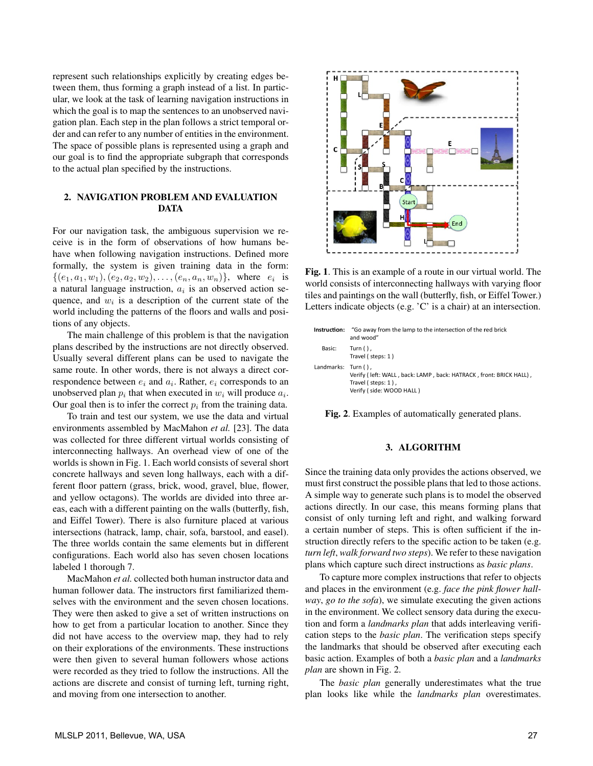represent such relationships explicitly by creating edges between them, thus forming a graph instead of a list. In particular, we look at the task of learning navigation instructions in which the goal is to map the sentences to an unobserved navigation plan. Each step in the plan follows a strict temporal order and can refer to any number of entities in the environment. The space of possible plans is represented using a graph and our goal is to find the appropriate subgraph that corresponds to the actual plan specified by the instructions.

## 2. NAVIGATION PROBLEM AND EVALUATION DATA

For our navigation task, the ambiguous supervision we receive is in the form of observations of how humans behave when following navigation instructions. Defined more formally, the system is given training data in the form: $\{(e_1, a_1, w_1), (e_2, a_2, w_2), \ldots, (e_n, a_n, w_n)\}$, where $e_i$ is a natural language instruction, $a_i$ is an observed action sequence, and $w_i$ is a description of the current state of the world including the patterns of the floors and walls and positions of any objects.

The main challenge of this problem is that the navigation plans described by the instructions are not directly observed. Usually several different plans can be used to navigate the same route. In other words, there is not always a direct correspondence between $e_i$ and $a_i$. Rather, $e_i$ corresponds to an unobserved plan $p_i$ that when executed in $w_i$ will produce $a_i$. Our goal then is to infer the correct $p_i$ from the training data.

To train and test our system, we use the data and virtual environments assembled by MacMahon *et al.* [23]. The data was collected for three different virtual worlds consisting of interconnecting hallways. An overhead view of one of the worlds is shown in Fig. 1. Each world consists of several short concrete hallways and seven long hallways, each with a different floor pattern (grass, brick, wood, gravel, blue, flower, and yellow octagons). The worlds are divided into three areas, each with a different painting on the walls (butterfly, fish, and Eiffel Tower). There is also furniture placed at various intersections (hatrack, lamp, chair, sofa, barstool, and easel). The three worlds contain the same elements but in different configurations. Each world also has seven chosen locations labeled 1 thorough 7.

MacMahon *et al.* collected both human instructor data and human follower data. The instructors first familiarized themselves with the environment and the seven chosen locations. They were then asked to give a set of written instructions on how to get from a particular location to another. Since they did not have access to the overview map, they had to rely on their explorations of the environments. These instructions were then given to several human followers whose actions were recorded as they tried to follow the instructions. All the actions are discrete and consist of turning left, turning right, and moving from one intersection to another.

**Fig. 1**. This is an example of a route in our virtual world. The world consists of interconnecting hallways with varying floor tiles and paintings on the wall (butterfly, fish, or Eiffel Tower.) Letters indicate objects (e.g. 'C' is a chair) at an intersection.

**Instruction:** "Go away from the lamp to the intersection of the red brick and wood"

**Basic:**
Turn ( ),
Travel ( steps: 1 )

**Landmarks:**
Turn ( ),
Verify ( left: WALL , back: LAMP , back: HATRACK , front: BRICK HALL),
Travel ( steps: 1 ),
Verify ( side: WOOD HALL )

**Fig. 2**. Examples of automatically generated plans.

## 3. ALGORITHM

Since the training data only provides the actions observed, we must first construct the possible plans that led to those actions. A simple way to generate such plans is to model the observed actions directly. In our case, this means forming plans that consist of only turning left and right and walking forward a certain number of steps. This is often sufficient if the instruction directly refers to the specific action to be taken (e.g. *turn left*, *walk forward two steps*). We refer to these navigation plans which capture such direct instructions as *basic plans*.

To capture more complex instructions that refer to objects and places in the environment (e.g. *face the pink flower hallway*, *go to the sofa*), we simulate executing the given actions in the environment. We collect sensory data during the execution and form a *landmarks plan* that adds interleaving verification steps to the *basic plan*. The verification steps specify the landmarks that should be observed after executing each basic action. Examples of both a *basic plan* and a *landmarks plan* are shown in Fig. 2.

The *basic plan* generally underestimates what the true plan looks like while the *landmarks plan* overestimates.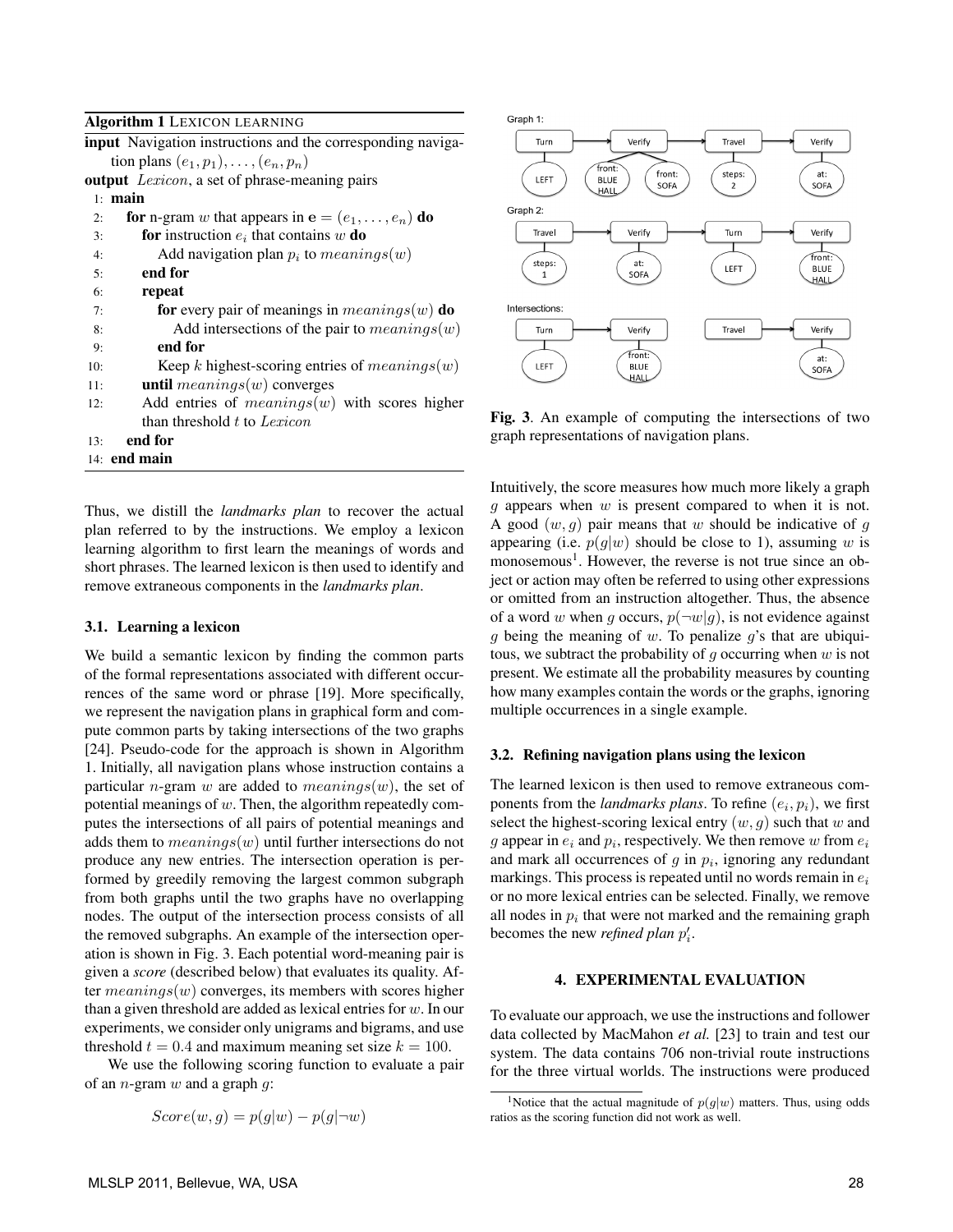**Algorithm 1** LEXICON LEARNING

```
input Navigation instructions and the corresponding navigation plans (e_1, p_1), ..., (e_n, p_n)
output Lexicon, a set of phrase-meaning pairs
 1: main
 2:   for n-gram w that appears in e = (e_1, ..., e_n) do
 3:     for instruction e_i that contains w do
 4:       Add navigation plan p_i to meanings(w)
 5:     end for
 6:     repeat
 7:       for every pair of meanings in meanings(w) do
 8:         Add intersections of the pair to meanings(w)
 9:       end for
10:       Keep k highest-scoring entries of meanings(w)
11:     until meanings(w) converges
12:     Add entries of meanings(w) with scores higher than threshold t to Lexicon
13:   end for
14: end main
```

Thus, we distill the *landmarks plan* to recover the actual plan referred to by the instructions. We employ a lexicon learning algorithm to first learn the meanings of words and short phrases. The learned lexicon is then used to identify and remove extraneous components in the *landmarks plan*.

### 3.1. Learning a lexicon

We build a semantic lexicon by finding the common parts of the formal representations associated with different occurrences of the same word or phrase [19]. More specifically, we represent the navigation plans in graphical form and compute common parts by taking intersections of the two graphs [24]. Pseudo-code for the approach is shown in Algorithm 1. Initially, all navigation plans whose instruction contains a particular $n$-gram $w$ are added to $meanings(w)$, the set of potential meanings of $w$. Then, the algorithm repeatedly computes the intersections of all pairs of potential meanings and adds them to $meanings(w)$ until further intersections do not produce any new entries. The intersection operation is performed by greedily removing the largest common subgraph from both graphs until the two graphs have no overlapping nodes. The output of the intersection process consists of all the removed subgraphs. An example of the intersection operation is shown in Fig. 3. Each potential word-meaning pair is given a *score* (described below) that evaluates its quality. After $meanings(w)$ converges, its members with scores higher than a given threshold are added as lexical entries for $w$. In our experiments, we consider only unigrams and bigrams, and use threshold $t = 0.4$ and maximum meaning set size $k = 100$.

We use the following scoring function to evaluate a pair of an $n$-gram $w$ and a graph $g$:

$$Score(w, g) = p(g|w) - p(g|\neg w)$$

Graph 1: Turn (LEFT) → Verify (front: BLUE HALL, front: SOFA) → Travel (steps: 2) → Verify (at: SOFA)

Graph 2: Travel (steps: 1) → Verify (at: SOFA) → Turn (LEFT) → Verify (front: BLUE HALL)

Intersections: Turn (LEFT) → Verify (front: BLUE HALL); Travel → Verify (at: SOFA)

**Fig. 3**. An example of computing the intersections of two graph representations of navigation plans.

Intuitively, the score measures how much more likely a graph $g$ appears when $w$ is present compared to when it is not. A good $(w, g)$ pair means that $w$ should be indicative of $g$ appearing (i.e. $p(g|w)$ should be close to 1), assuming $w$ is monosemous[1]. However, the reverse is not true since an object or action may often be referred to using other expressions or omitted from an instruction altogether. Thus, the absence of a word $w$ when $g$ occurs, $p(\neg w|g)$, is not evidence against $g$ being the meaning of $w$. To penalize $g$'s that are ubiquitous, we subtract the probability of $g$ occurring when $w$ is not present. We estimate all the probability measures by counting how many examples contain the words or the graphs, ignoring multiple occurrences in a single example.

### 3.2. Refining navigation plans using the lexicon

The learned lexicon is then used to remove extraneous components from the *landmarks plans*. To refine $(e_i, p_i)$, we first select the highest-scoring lexical entry $(w, g)$ such that $w$ and $g$ appear in $e_i$ and $p_i$, respectively. We then remove $w$ from $e_i$ and mark all occurrences of $g$ in $p_i$, ignoring any redundant markings. This process is repeated until no words remain in $e_i$ or no more lexical entries can be selected. Finally, we remove all nodes in $p_i$ that were not marked and the remaining graph becomes the new *refined plan* $p'_i$.

## 4. EXPERIMENTAL EVALUATION

To evaluate our approach, we use the instructions and follower data collected by MacMahon *et al.* [23] to train and test our system. The data contains 706 non-trivial route instructions for the three virtual worlds. The instructions were produced

[1]Notice that the actual magnitude of $p(g|w)$ matters. Thus, using odds ratios as the scoring function did not work as well.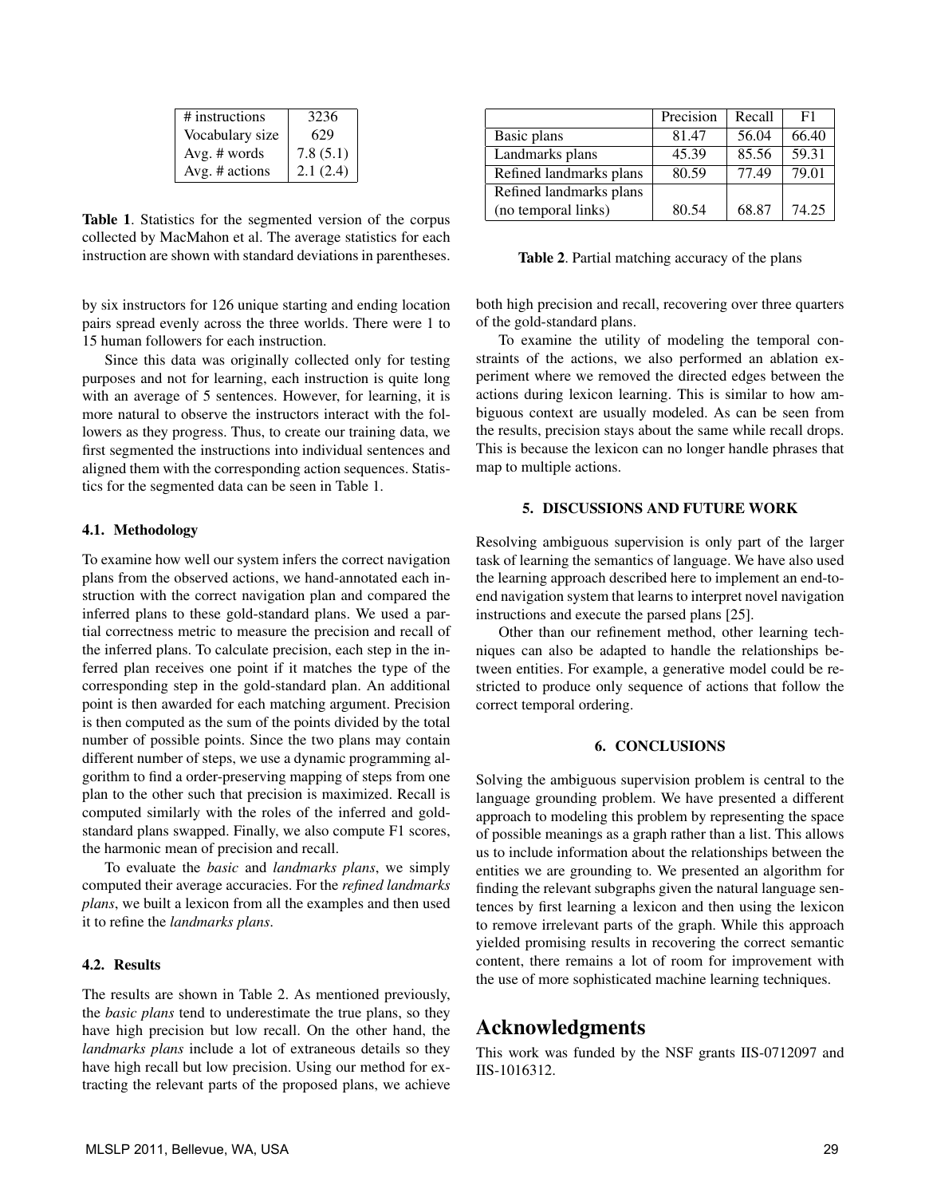| # instructions | 3236 |
|---|---|
| Vocabulary size | 629 |
| Avg. # words | 7.8 (5.1) |
| Avg. # actions | 2.1 (2.4) |

**Table 1**. Statistics for the segmented version of the corpus collected by MacMahon et al. The average statistics for each instruction are shown with standard deviations in parentheses.

by six instructors for 126 unique starting and ending location pairs spread evenly across the three worlds. There were 1 to 15 human followers for each instruction.

Since this data was originally collected only for testing purposes and not for learning, each instruction is quite long with an average of 5 sentences. However, for learning, it is more natural to observe the instructors interact with the followers as they progress. Thus, to create our training data, we first segmented the instructions into individual sentences and aligned them with the corresponding action sequences. Statistics for the segmented data can be seen in Table 1.

### 4.1. Methodology

To examine how well our system infers the correct navigation plans from the observed actions, we hand-annotated each instruction with the correct navigation plan and compared the inferred plans to these gold-standard plans. We used a partial correctness metric to measure the precision and recall of the inferred plans. To calculate precision, each step in the inferred plan receives one point if it matches the type of the corresponding step in the gold-standard plan. An additional point is then awarded for each matching argument. Precision is then computed as the sum of the points divided by the total number of possible points. Since the two plans may contain different number of steps, we use a dynamic programming algorithm to find a order-preserving mapping of steps from one plan to the other such that precision is maximized. Recall is computed similarly with the roles of the inferred and gold-standard plans swapped. Finally, we also compute F1 scores, the harmonic mean of precision and recall.

To evaluate the *basic* and *landmarks plans*, we simply computed their average accuracies. For the *refined landmarks plans*, we built a lexicon from all the examples and then used it to refine the *landmarks plans*.

### 4.2. Results

The results are shown in Table 2. As mentioned previously, the *basic plans* tend to underestimate the true plans, so they have high precision but low recall. On the other hand, the *landmarks plans* include a lot of extraneous details so they have high recall but low precision. Using our method for extracting the relevant parts of the proposed plans, we achieve both high precision and recall, recovering over three quarters of the gold-standard plans.

| | Precision | Recall | F1 |
|---|---|---|---|
| Basic plans | 81.47 | 56.04 | 66.40 |
| Landmarks plans | 45.39 | 85.56 | 59.31 |
| Refined landmarks plans | 80.59 | 77.49 | 79.01 |
| Refined landmarks plans (no temporal links) | 80.54 | 68.87 | 74.25 |

**Table 2**. Partial matching accuracy of the plans

To examine the utility of modeling the temporal constraints of the actions, we also performed an ablation experiment where we removed the directed edges between the actions during lexicon learning. This is similar to how ambiguous context are usually modeled. As can be seen from the results, precision stays about the same while recall drops. This is because the lexicon can no longer handle phrases that map to multiple actions.

## 5. DISCUSSIONS AND FUTURE WORK

Resolving ambiguous supervision is only part of the larger task of learning the semantics of language. We have also used the learning approach described here to implement an end-to-end navigation system that learns to interpret novel navigation instructions and execute the parsed plans [25].

Other than our refinement method, other learning techniques can also be adapted to handle the relationships between entities. For example, a generative model could be restricted to produce only sequence of actions that follow the correct temporal ordering.

## 6. CONCLUSIONS

Solving the ambiguous supervision problem is central to the language grounding problem. We have presented a different approach to modeling this problem by representing the space of possible meanings as a graph rather than a list. This allows us to include information about the relationships between the entities we are grounding to. We presented an algorithm for finding the relevant subgraphs given the natural language sentences by first learning a lexicon and then using the lexicon to remove irrelevant parts of the graph. While this approach yielded promising results in recovering the correct semantic content, there remains a lot of room for improvement with the use of more sophisticated machine learning techniques.

# Acknowledgments

This work was funded by the NSF grants IIS-0712097 and IIS-1016312.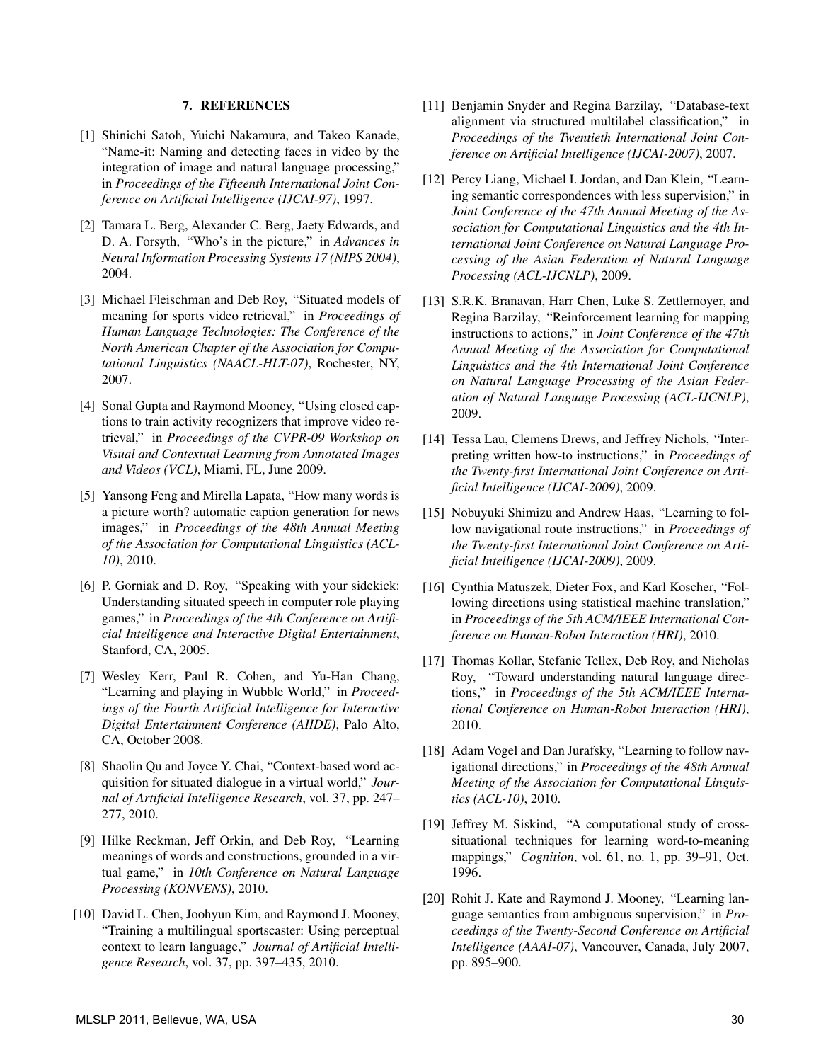## 7. REFERENCES

[1] Shinichi Satoh, Yuichi Nakamura, and Takeo Kanade, "Name-it: Naming and detecting faces in video by the integration of image and natural language processing," in *Proceedings of the Fifteenth International Joint Conference on Artificial Intelligence (IJCAI-97)*, 1997.

[2] Tamara L. Berg, Alexander C. Berg, Jaety Edwards, and D. A. Forsyth, "Who's in the picture," in *Advances in Neural Information Processing Systems 17 (NIPS 2004)*, 2004.

[3] Michael Fleischman and Deb Roy, "Situated models of meaning for sports video retrieval," in *Proceedings of Human Language Technologies: The Conference of the North American Chapter of the Association for Computational Linguistics (NAACL-HLT-07)*, Rochester, NY, 2007.

[4] Sonal Gupta and Raymond Mooney, "Using closed captions to train activity recognizers that improve video retrieval," in *Proceedings of the CVPR-09 Workshop on Visual and Contextual Learning from Annotated Images and Videos (VCL)*, Miami, FL, June 2009.

[5] Yansong Feng and Mirella Lapata, "How many words is a picture worth? automatic caption generation for news images," in *Proceedings of the 48th Annual Meeting of the Association for Computational Linguistics (ACL-10)*, 2010.

[6] P. Gorniak and D. Roy, "Speaking with your sidekick: Understanding situated speech in computer role playing games," in *Proceedings of the 4th Conference on Artificial Intelligence and Interactive Digital Entertainment*, Stanford, CA, 2005.

[7] Wesley Kerr, Paul R. Cohen, and Yu-Han Chang, "Learning and playing in Wubble World," in *Proceedings of the Fourth Artificial Intelligence for Interactive Digital Entertainment Conference (AIIDE)*, Palo Alto, CA, October 2008.

[8] Shaolin Qu and Joyce Y. Chai, "Context-based word acquisition for situated dialogue in a virtual world," *Journal of Artificial Intelligence Research*, vol. 37, pp. 247–277, 2010.

[9] Hilke Reckman, Jeff Orkin, and Deb Roy, "Learning meanings of words and constructions, grounded in a virtual game," in *10th Conference on Natural Language Processing (KONVENS)*, 2010.

[10] David L. Chen, Joohyun Kim, and Raymond J. Mooney, "Training a multilingual sportscaster: Using perceptual context to learn language," *Journal of Artificial Intelligence Research*, vol. 37, pp. 397–435, 2010.

[11] Benjamin Snyder and Regina Barzilay, "Database-text alignment via structured multilabel classification," in *Proceedings of the Twentieth International Joint Conference on Artificial Intelligence (IJCAI-2007)*, 2007.

[12] Percy Liang, Michael I. Jordan, and Dan Klein, "Learning semantic correspondences with less supervision," in *Joint Conference of the 47th Annual Meeting of the Association for Computational Linguistics and the 4th International Joint Conference on Natural Language Processing of the Asian Federation of Natural Language Processing (ACL-IJCNLP)*, 2009.

[13] S.R.K. Branavan, Harr Chen, Luke S. Zettlemoyer, and Regina Barzilay, "Reinforcement learning for mapping instructions to actions," in *Joint Conference of the 47th Annual Meeting of the Association for Computational Linguistics and the 4th International Joint Conference on Natural Language Processing of the Asian Federation of Natural Language Processing (ACL-IJCNLP)*, 2009.

[14] Tessa Lau, Clemens Drews, and Jeffrey Nichols, "Interpreting written how-to instructions," in *Proceedings of the Twenty-first International Joint Conference on Artificial Intelligence (IJCAI-2009)*, 2009.

[15] Nobuyuki Shimizu and Andrew Haas, "Learning to follow navigational route instructions," in *Proceedings of the Twenty-first International Joint Conference on Artificial Intelligence (IJCAI-2009)*, 2009.

[16] Cynthia Matuszek, Dieter Fox, and Karl Koscher, "Following directions using statistical machine translation," in *Proceedings of the 5th ACM/IEEE International Conference on Human-Robot Interaction (HRI)*, 2010.

[17] Thomas Kollar, Stefanie Tellex, Deb Roy, and Nicholas Roy, "Toward understanding natural language directions," in *Proceedings of the 5th ACM/IEEE International Conference on Human-Robot Interaction (HRI)*, 2010.

[18] Adam Vogel and Dan Jurafsky, "Learning to follow navigational directions," in *Proceedings of the 48th Annual Meeting of the Association for Computational Linguistics (ACL-10)*, 2010.

[19] Jeffrey M. Siskind, "A computational study of cross-situational techniques for learning word-to-meaning mappings," *Cognition*, vol. 61, no. 1, pp. 39–91, Oct. 1996.

[20] Rohit J. Kate and Raymond J. Mooney, "Learning language semantics from ambiguous supervision," in *Proceedings of the Twenty-Second Conference on Artificial Intelligence (AAAI-07)*, Vancouver, Canada, July 2007, pp. 895–900.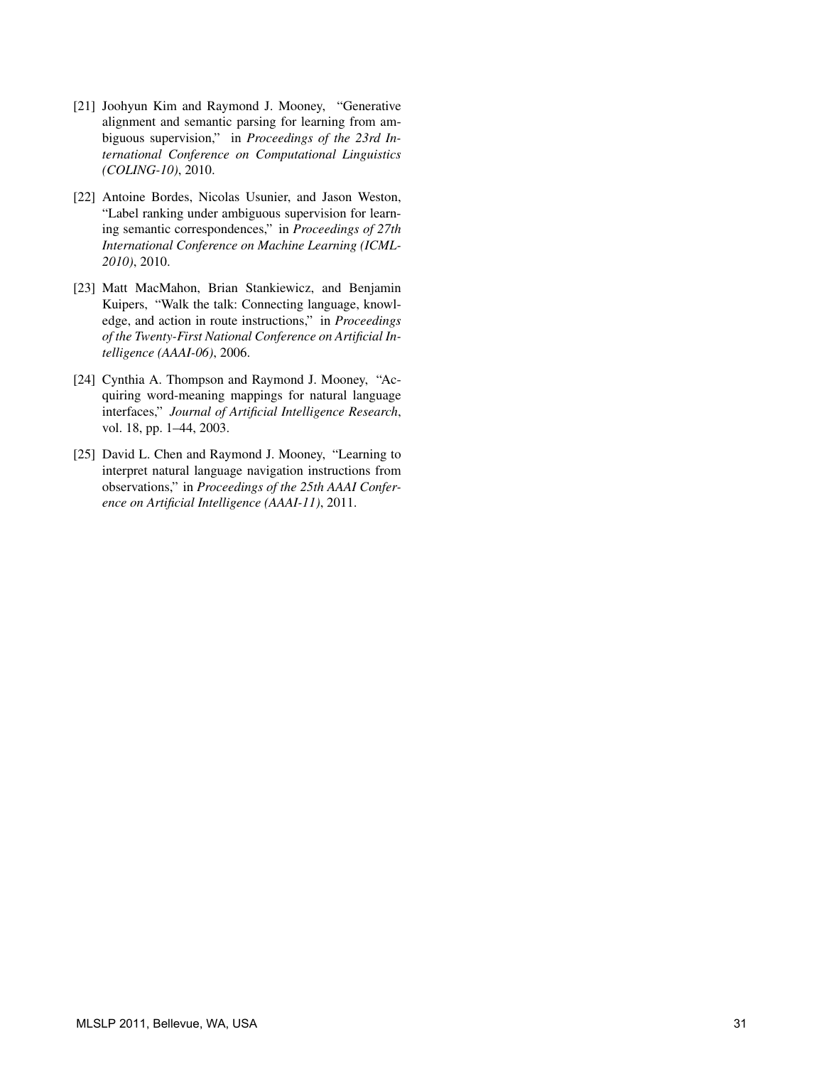[21] Joohyun Kim and Raymond J. Mooney, "Generative alignment and semantic parsing for learning from ambiguous supervision," in *Proceedings of the 23rd International Conference on Computational Linguistics (COLING-10)*, 2010.

[22] Antoine Bordes, Nicolas Usunier, and Jason Weston, "Label ranking under ambiguous supervision for learning semantic correspondences," in *Proceedings of 27th International Conference on Machine Learning (ICML-2010)*, 2010.

[23] Matt MacMahon, Brian Stankiewicz, and Benjamin Kuipers, "Walk the talk: Connecting language, knowledge, and action in route instructions," in *Proceedings of the Twenty-First National Conference on Artificial Intelligence (AAAI-06)*, 2006.

[24] Cynthia A. Thompson and Raymond J. Mooney, "Acquiring word-meaning mappings for natural language interfaces," *Journal of Artificial Intelligence Research*, vol. 18, pp. 1–44, 2003.

[25] David L. Chen and Raymond J. Mooney, "Learning to interpret natural language navigation instructions from observations," in *Proceedings of the 25th AAAI Conference on Artificial Intelligence (AAAI-11)*, 2011.